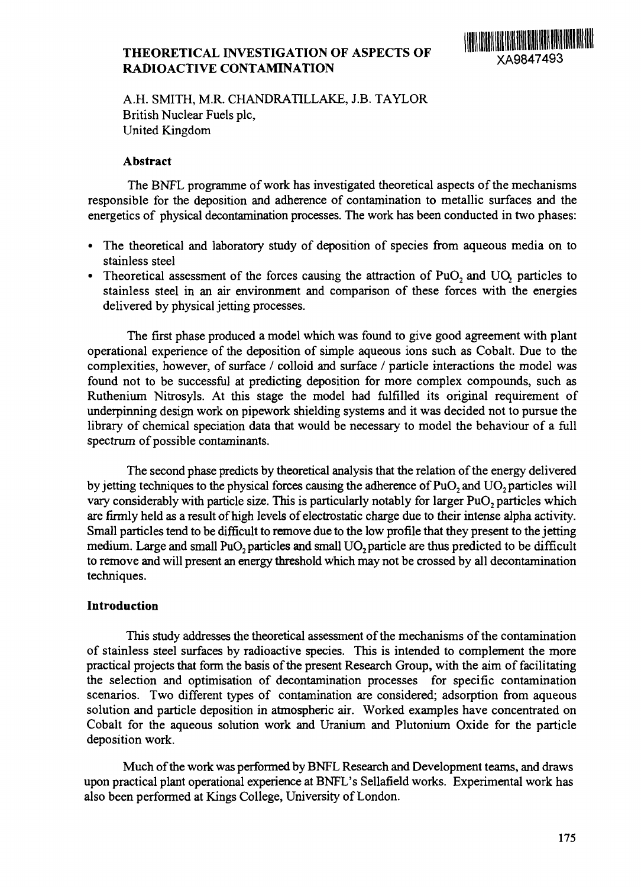# THEORETICAL INVESTIGATION OF ASPECTS OF RADIOACTIVE CONTAMINATION

XA9847493

A.H. SMITH, M.R. CHANDRATILLAKE, J.B. TAYLOR
British Nuclear Fuels plc,
United Kingdom

## Abstract

The BNFL programme of work has investigated theoretical aspects of the mechanisms responsible for the deposition and adherence of contamination to metallic surfaces and the energetics of physical decontamination processes. The work has been conducted in two phases:

- The theoretical and laboratory study of deposition of species from aqueous media on to stainless steel
- Theoretical assessment of the forces causing the attraction of $PuO_2$ and $UO_2$ particles to stainless steel in an air environment and comparison of these forces with the energies delivered by physical jetting processes.

The first phase produced a model which was found to give good agreement with plant operational experience of the deposition of simple aqueous ions such as Cobalt. Due to the complexities, however, of surface / colloid and surface / particle interactions the model was found not to be successful at predicting deposition for more complex compounds, such as Ruthenium Nitrosyls. At this stage the model had fulfilled its original requirement of underpinning design work on pipework shielding systems and it was decided not to pursue the library of chemical speciation data that would be necessary to model the behaviour of a full spectrum of possible contaminants.

The second phase predicts by theoretical analysis that the relation of the energy delivered by jetting techniques to the physical forces causing the adherence of $PuO_2$ and $UO_2$ particles will vary considerably with particle size. This is particularly notably for larger $PuO_2$ particles which are firmly held as a result of high levels of electrostatic charge due to their intense alpha activity. Small particles tend to be difficult to remove due to the low profile that they present to the jetting medium. Large and small $PuO_2$ particles and small $UO_2$ particle are thus predicted to be difficult to remove and will present an energy threshold which may not be crossed by all decontamination techniques.

## Introduction

This study addresses the theoretical assessment of the mechanisms of the contamination of stainless steel surfaces by radioactive species. This is intended to complement the more practical projects that form the basis of the present Research Group, with the aim of facilitating the selection and optimisation of decontamination processes for specific contamination scenarios. Two different types of contamination are considered; adsorption from aqueous solution and particle deposition in atmospheric air. Worked examples have concentrated on Cobalt for the aqueous solution work and Uranium and Plutonium Oxide for the particle deposition work.

Much of the work was performed by BNFL Research and Development teams, and draws upon practical plant operational experience at BNFL's Sellafield works. Experimental work has also been performed at Kings College, University of London.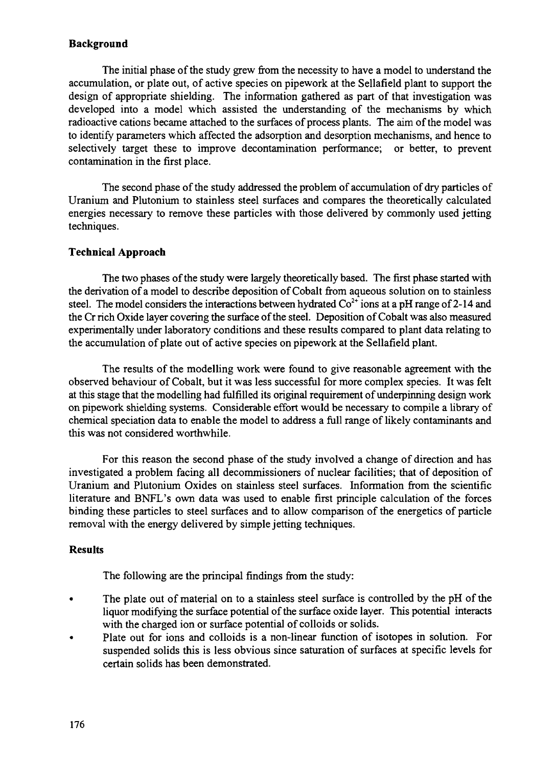## Background

The initial phase of the study grew from the necessity to have a model to understand the accumulation, or plate out, of active species on pipework at the Sellafield plant to support the design of appropriate shielding. The information gathered as part of that investigation was developed into a model which assisted the understanding of the mechanisms by which radioactive cations became attached to the surfaces of process plants. The aim of the model was to identify parameters which affected the adsorption and desorption mechanisms, and hence to selectively target these to improve decontamination performance; or better, to prevent contamination in the first place.

The second phase of the study addressed the problem of accumulation of dry particles of Uranium and Plutonium to stainless steel surfaces and compares the theoretically calculated energies necessary to remove these particles with those delivered by commonly used jetting techniques.

## Technical Approach

The two phases of the study were largely theoretically based. The first phase started with the derivation of a model to describe deposition of Cobalt from aqueous solution on to stainless steel. The model considers the interactions between hydrated $Co^{2+}$ ions at a pH range of 2-14 and the Cr rich Oxide layer covering the surface of the steel. Deposition of Cobalt was also measured experimentally under laboratory conditions and these results compared to plant data relating to the accumulation of plate out of active species on pipework at the Sellafield plant.

The results of the modelling work were found to give reasonable agreement with the observed behaviour of Cobalt, but it was less successful for more complex species. It was felt at this stage that the modelling had fulfilled its original requirement of underpinning design work on pipework shielding systems. Considerable effort would be necessary to compile a library of chemical speciation data to enable the model to address a full range of likely contaminants and this was not considered worthwhile.

For this reason the second phase of the study involved a change of direction and has investigated a problem facing all decommissioners of nuclear facilities; that of deposition of Uranium and Plutonium Oxides on stainless steel surfaces. Information from the scientific literature and BNFL's own data was used to enable first principle calculation of the forces binding these particles to steel surfaces and to allow comparison of the energetics of particle removal with the energy delivered by simple jetting techniques.

## Results

The following are the principal findings from the study:

- The plate out of material on to a stainless steel surface is controlled by the pH of the liquor modifying the surface potential of the surface oxide layer. This potential interacts with the charged ion or surface potential of colloids or solids.
- Plate out for ions and colloids is a non-linear function of isotopes in solution. For suspended solids this is less obvious since saturation of surfaces at specific levels for certain solids has been demonstrated.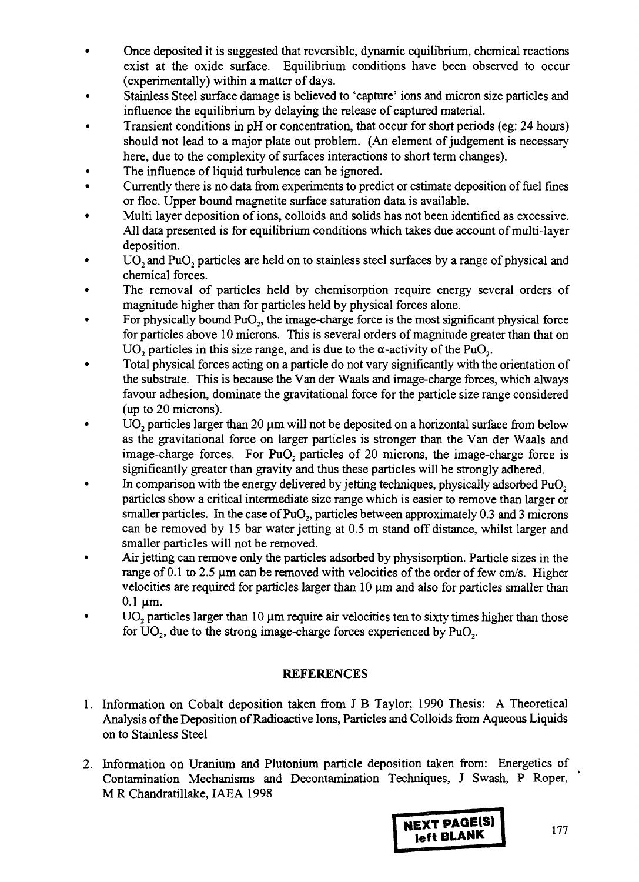- Once deposited it is suggested that reversible, dynamic equilibrium, chemical reactions exist at the oxide surface. Equilibrium conditions have been observed to occur (experimentally) within a matter of days.
- Stainless Steel surface damage is believed to 'capture' ions and micron size particles and influence the equilibrium by delaying the release of captured material.
- Transient conditions in pH or concentration, that occur for short periods (eg: 24 hours) should not lead to a major plate out problem. (An element of judgement is necessary here, due to the complexity of surfaces interactions to short term changes).
- The influence of liquid turbulence can be ignored.
- Currently there is no data from experiments to predict or estimate deposition of fuel fines or floc. Upper bound magnetite surface saturation data is available.
- Multi layer deposition of ions, colloids and solids has not been identified as excessive. All data presented is for equilibrium conditions which takes due account of multi-layer deposition.
- $UO_2$ and $PuO_2$ particles are held on to stainless steel surfaces by a range of physical and chemical forces.
- The removal of particles held by chemisorption require energy several orders of magnitude higher than for particles held by physical forces alone.
- For physically bound $PuO_2$, the image-charge force is the most significant physical force for particles above 10 microns. This is several orders of magnitude greater than that on $UO_2$ particles in this size range, and is due to the $\alpha$-activity of the $PuO_2$.
- Total physical forces acting on a particle do not vary significantly with the orientation of the substrate. This is because the Van der Waals and image-charge forces, which always favour adhesion, dominate the gravitational force for the particle size range considered (up to 20 microns).
- $UO_2$ particles larger than 20 μm will not be deposited on a horizontal surface from below as the gravitational force on larger particles is stronger than the Van der Waals and image-charge forces. For $PuO_2$ particles of 20 microns, the image-charge force is significantly greater than gravity and thus these particles will be strongly adhered.
- In comparison with the energy delivered by jetting techniques, physically adsorbed $PuO_2$ particles show a critical intermediate size range which is easier to remove than larger or smaller particles. In the case of $PuO_2$, particles between approximately 0.3 and 3 microns can be removed by 15 bar water jetting at 0.5 m stand off distance, whilst larger and smaller particles will not be removed.
- Air jetting can remove only the particles adsorbed by physisorption. Particle sizes in the range of 0.1 to 2.5 μm can be removed with velocities of the order of few cm/s. Higher velocities are required for particles larger than 10 μm and also for particles smaller than 0.1 μm.
- $UO_2$ particles larger than 10 μm require air velocities ten to sixty times higher than those for $UO_2$, due to the strong image-charge forces experienced by $PuO_2$.

## REFERENCES

1. Information on Cobalt deposition taken from J B Taylor; 1990 Thesis: A Theoretical Analysis of the Deposition of Radioactive Ions, Particles and Colloids from Aqueous Liquids on to Stainless Steel

2. Information on Uranium and Plutonium particle deposition taken from: Energetics of Contamination Mechanisms and Decontamination Techniques, J Swash, P Roper, M R Chandratillake, IAEA 1998

NEXT PAGE(S) left BLANK